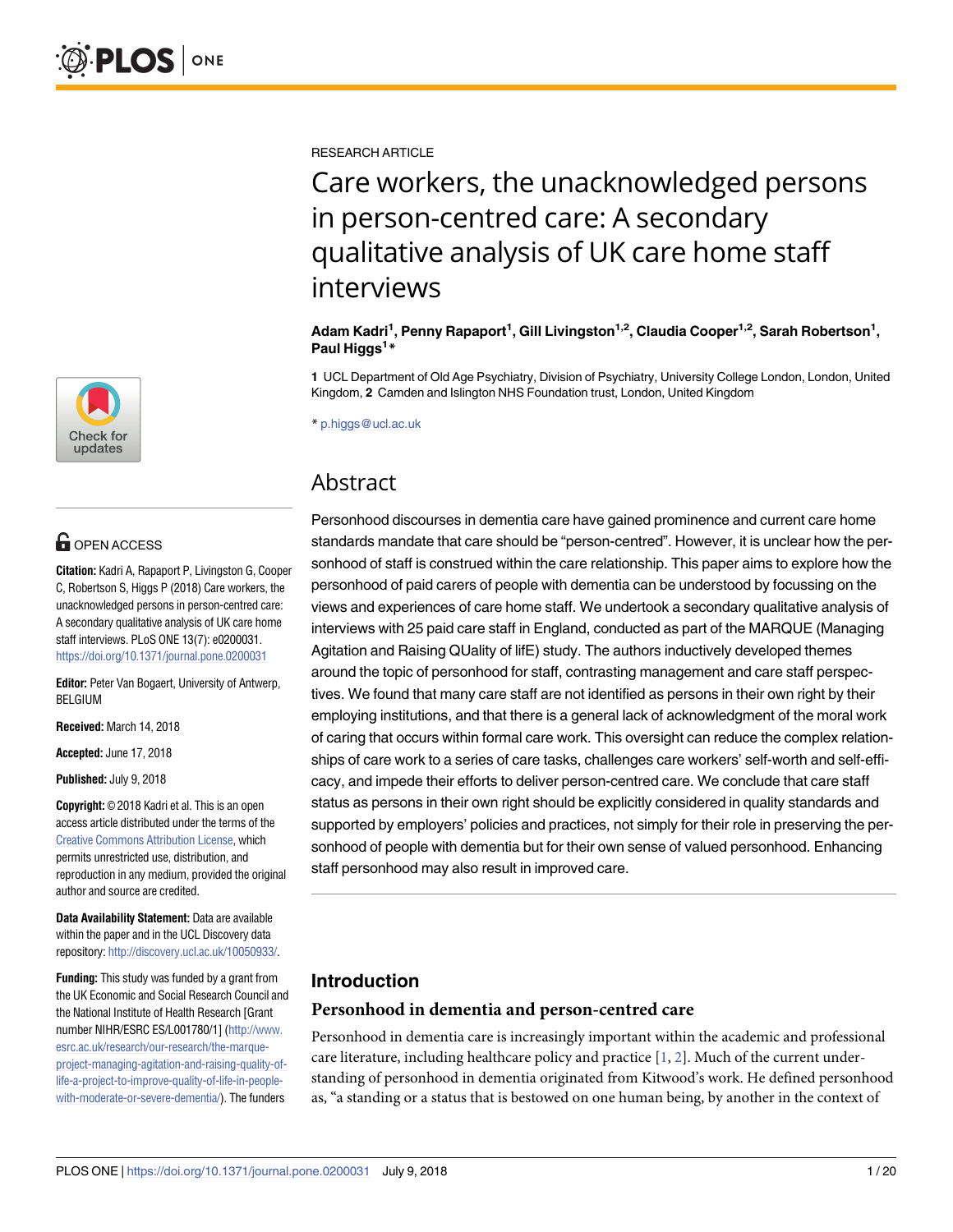RESEARCH ARTICLE

# Care workers, the unacknowledged persons in person-centred care: A secondary qualitative analysis of UK care home staff interviews

**Adam Kadri[1], Penny Rapaport[1], Gill Livingston[1,2], Claudia Cooper[1,2], Sarah Robertson[1], Paul Higgs[1]***

**1** UCL Department of Old Age Psychiatry, Division of Psychiatry, University College London, London, United Kingdom, **2** Camden and Islington NHS Foundation trust, London, United Kingdom

* p.higgs@ucl.ac.uk

OPEN ACCESS

**Citation:** Kadri A, Rapaport P, Livingston G, Cooper C, Robertson S, Higgs P (2018) Care workers, the unacknowledged persons in person-centred care: A secondary qualitative analysis of UK care home staff interviews. PLoS ONE 13(7): e0200031. https://doi.org/10.1371/journal.pone.0200031

**Editor:** Peter Van Bogaert, University of Antwerp, BELGIUM

**Received:** March 14, 2018

**Accepted:** June 17, 2018

**Published:** July 9, 2018

**Copyright:** © 2018 Kadri et al. This is an open access article distributed under the terms of the Creative Commons Attribution License, which permits unrestricted use, distribution, and reproduction in any medium, provided the original author and source are credited.

**Data Availability Statement:** Data are available within the paper and in the UCL Discovery data repository: http://discovery.ucl.ac.uk/10050933/.

**Funding:** This study was funded by a grant from the UK Economic and Social Research Council and the National Institute of Health Research [Grant number NIHR/ESRC ES/L001780/1] (http://www.esrc.ac.uk/research/our-research/the-marque-project-managing-agitation-and-raising-quality-of-life-a-project-to-improve-quality-of-life-in-people-with-moderate-or-severe-dementia/). The funders

## Abstract

Personhood discourses in dementia care have gained prominence and current care home standards mandate that care should be "person-centred". However, it is unclear how the personhood of staff is construed within the care relationship. This paper aims to explore how the personhood of paid carers of people with dementia can be understood by focussing on the views and experiences of care home staff. We undertook a secondary qualitative analysis of interviews with 25 paid care staff in England, conducted as part of the MARQUE (Managing Agitation and Raising QUality of lifE) study. The authors inductively developed themes around the topic of personhood for staff, contrasting management and care staff perspectives. We found that many care staff are not identified as persons in their own right by their employing institutions, and that there is a general lack of acknowledgment of the moral work of caring that occurs within formal care work. This oversight can reduce the complex relationships of care work to a series of care tasks, challenges care workers' self-worth and self-efficacy, and impede their efforts to deliver person-centred care. We conclude that care staff status as persons in their own right should be explicitly considered in quality standards and supported by employers' policies and practices, not simply for their role in preserving the personhood of people with dementia but for their own sense of valued personhood. Enhancing staff personhood may also result in improved care.

## Introduction

### Personhood in dementia and person-centred care

Personhood in dementia care is increasingly important within the academic and professional care literature, including healthcare policy and practice [1, 2]. Much of the current understanding of personhood in dementia originated from Kitwood's work. He defined personhood as, "a standing or a status that is bestowed on one human being, by another in the context of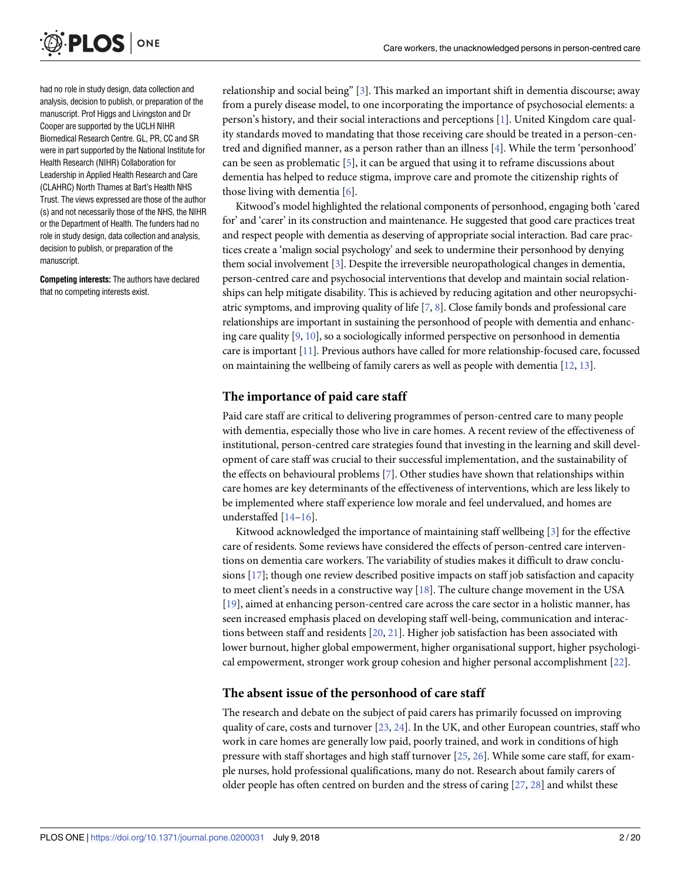had no role in study design, data collection and analysis, decision to publish, or preparation of the manuscript. Prof Higgs and Livingston and Dr Cooper are supported by the UCLH NIHR Biomedical Research Centre. GL, PR, CC and SR were in part supported by the National Institute for Health Research (NIHR) Collaboration for Leadership in Applied Health Research and Care (CLAHRC) North Thames at Bart's Health NHS Trust. The views expressed are those of the author (s) and not necessarily those of the NHS, the NIHR or the Department of Health. The funders had no role in study design, data collection and analysis, decision to publish, or preparation of the manuscript.

**Competing interests:** The authors have declared that no competing interests exist.

relationship and social being" [3]. This marked an important shift in dementia discourse; away from a purely disease model, to one incorporating the importance of psychosocial elements: a person's history, and their social interactions and perceptions [1]. United Kingdom care quality standards moved to mandating that those receiving care should be treated in a person-centred and dignified manner, as a person rather than an illness [4]. While the term 'personhood' can be seen as problematic [5], it can be argued that using it to reframe discussions about dementia has helped to reduce stigma, improve care and promote the citizenship rights of those living with dementia [6].

Kitwood's model highlighted the relational components of personhood, engaging both 'cared for' and 'carer' in its construction and maintenance. He suggested that good care practices treat and respect people with dementia as deserving of appropriate social interaction. Bad care practices create a 'malign social psychology' and seek to undermine their personhood by denying them social involvement [3]. Despite the irreversible neuropathological changes in dementia, person-centred care and psychosocial interventions that develop and maintain social relationships can help mitigate disability. This is achieved by reducing agitation and other neuropsychiatric symptoms, and improving quality of life [7, 8]. Close family bonds and professional care relationships are important in sustaining the personhood of people with dementia and enhancing care quality [9, 10], so a sociologically informed perspective on personhood in dementia care is important [11]. Previous authors have called for more relationship-focused care, focussed on maintaining the wellbeing of family carers as well as people with dementia [12, 13].

## The importance of paid care staff

Paid care staff are critical to delivering programmes of person-centred care to many people with dementia, especially those who live in care homes. A recent review of the effectiveness of institutional, person-centred care strategies found that investing in the learning and skill development of care staff was crucial to their successful implementation, and the sustainability of the effects on behavioural problems [7]. Other studies have shown that relationships within care homes are key determinants of the effectiveness of interventions, which are less likely to be implemented where staff experience low morale and feel undervalued, and homes are understaffed [14–16].

Kitwood acknowledged the importance of maintaining staff wellbeing [3] for the effective care of residents. Some reviews have considered the effects of person-centred care interventions on dementia care workers. The variability of studies makes it difficult to draw conclusions [17]; though one review described positive impacts on staff job satisfaction and capacity to meet client's needs in a constructive way [18]. The culture change movement in the USA [19], aimed at enhancing person-centred care across the care sector in a holistic manner, has seen increased emphasis placed on developing staff well-being, communication and interactions between staff and residents [20, 21]. Higher job satisfaction has been associated with lower burnout, higher global empowerment, higher organisational support, higher psychological empowerment, stronger work group cohesion and higher personal accomplishment [22].

## The absent issue of the personhood of care staff

The research and debate on the subject of paid carers has primarily focussed on improving quality of care, costs and turnover [23, 24]. In the UK, and other European countries, staff who work in care homes are generally low paid, poorly trained, and work in conditions of high pressure with staff shortages and high staff turnover [25, 26]. While some care staff, for example nurses, hold professional qualifications, many do not. Research about family carers of older people has often centred on burden and the stress of caring [27, 28] and whilst these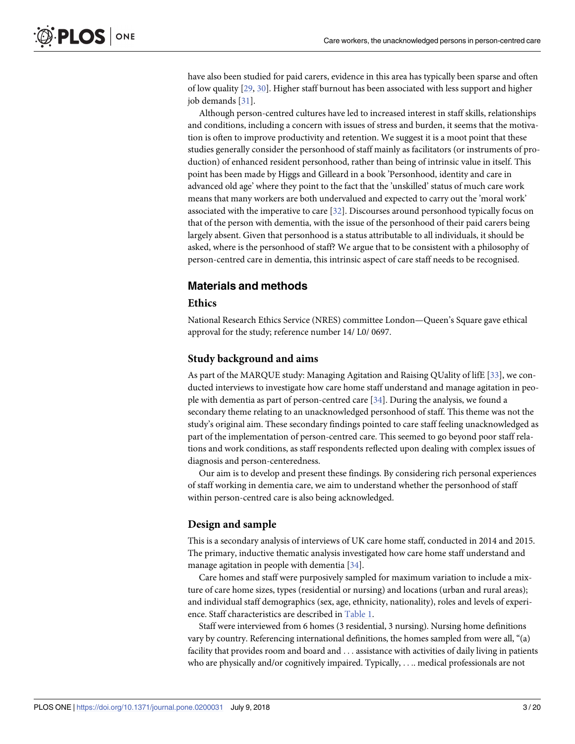have also been studied for paid carers, evidence in this area has typically been sparse and often of low quality [29, 30]. Higher staff burnout has been associated with less support and higher job demands [31].

Although person-centred cultures have led to increased interest in staff skills, relationships and conditions, including a concern with issues of stress and burden, it seems that the motivation is often to improve productivity and retention. We suggest it is a moot point that these studies generally consider the personhood of staff mainly as facilitators (or instruments of production) of enhanced resident personhood, rather than being of intrinsic value in itself. This point has been made by Higgs and Gilleard in a book 'Personhood, identity and care in advanced old age' where they point to the fact that the 'unskilled' status of much care work means that many workers are both undervalued and expected to carry out the 'moral work' associated with the imperative to care [32]. Discourses around personhood typically focus on that of the person with dementia, with the issue of the personhood of their paid carers being largely absent. Given that personhood is a status attributable to all individuals, it should be asked, where is the personhood of staff? We argue that to be consistent with a philosophy of person-centred care in dementia, this intrinsic aspect of care staff needs to be recognised.

## Materials and methods

### Ethics

National Research Ethics Service (NRES) committee London—Queen's Square gave ethical approval for the study; reference number 14/ L0/ 0697.

### Study background and aims

As part of the MARQUE study: Managing Agitation and Raising QUality of lifE [33], we conducted interviews to investigate how care home staff understand and manage agitation in people with dementia as part of person-centred care [34]. During the analysis, we found a secondary theme relating to an unacknowledged personhood of staff. This theme was not the study's original aim. These secondary findings pointed to care staff feeling unacknowledged as part of the implementation of person-centred care. This seemed to go beyond poor staff relations and work conditions, as staff respondents reflected upon dealing with complex issues of diagnosis and person-centeredness.

Our aim is to develop and present these findings. By considering rich personal experiences of staff working in dementia care, we aim to understand whether the personhood of staff within person-centred care is also being acknowledged.

### Design and sample

This is a secondary analysis of interviews of UK care home staff, conducted in 2014 and 2015. The primary, inductive thematic analysis investigated how care home staff understand and manage agitation in people with dementia [34].

Care homes and staff were purposively sampled for maximum variation to include a mixture of care home sizes, types (residential or nursing) and locations (urban and rural areas); and individual staff demographics (sex, age, ethnicity, nationality), roles and levels of experience. Staff characteristics are described in Table 1.

Staff were interviewed from 6 homes (3 residential, 3 nursing). Nursing home definitions vary by country. Referencing international definitions, the homes sampled from were all, "(a) facility that provides room and board and . . . assistance with activities of daily living in patients who are physically and/or cognitively impaired. Typically, . . .. medical professionals are not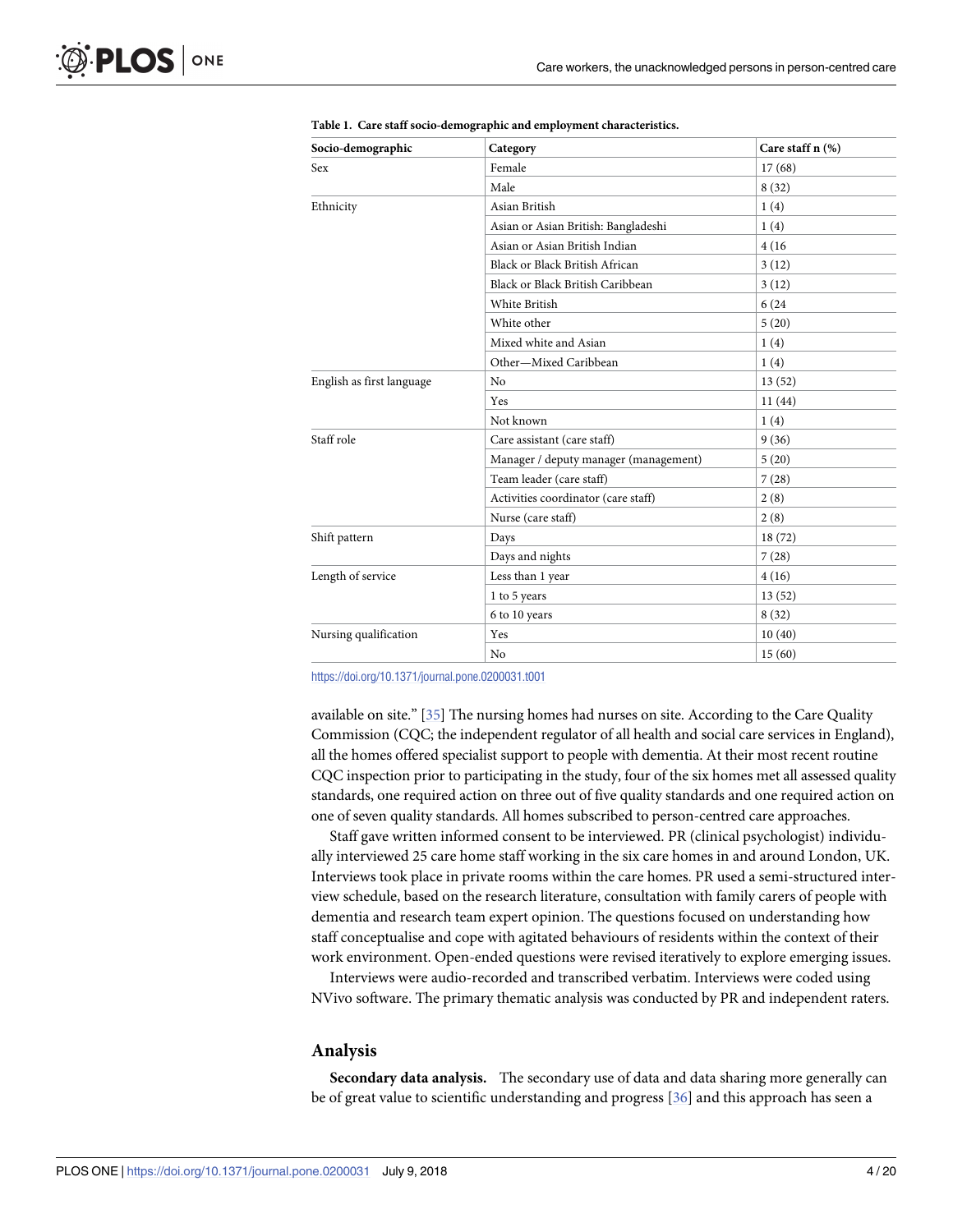**Table 1. Care staff socio-demographic and employment characteristics.**

| Socio-demographic | Category | Care staff n (%) |
|---|---|---|
| Sex | Female | 17 (68) |
| | Male | 8 (32) |
| Ethnicity | Asian British | 1 (4) |
| | Asian or Asian British: Bangladeshi | 1 (4) |
| | Asian or Asian British Indian | 4 (16 |
| | Black or Black British African | 3 (12) |
| | Black or Black British Caribbean | 3 (12) |
| | White British | 6 (24 |
| | White other | 5 (20) |
| | Mixed white and Asian | 1 (4) |
| | Other—Mixed Caribbean | 1 (4) |
| English as first language | No | 13 (52) |
| | Yes | 11 (44) |
| | Not known | 1 (4) |
| Staff role | Care assistant (care staff) | 9 (36) |
| | Manager / deputy manager (management) | 5 (20) |
| | Team leader (care staff) | 7 (28) |
| | Activities coordinator (care staff) | 2 (8) |
| | Nurse (care staff) | 2 (8) |
| Shift pattern | Days | 18 (72) |
| | Days and nights | 7 (28) |
| Length of service | Less than 1 year | 4 (16) |
| | 1 to 5 years | 13 (52) |
| | 6 to 10 years | 8 (32) |
| Nursing qualification | Yes | 10 (40) |
| | No | 15 (60) |

https://doi.org/10.1371/journal.pone.0200031.t001

available on site." [35] The nursing homes had nurses on site. According to the Care Quality Commission (CQC; the independent regulator of all health and social care services in England), all the homes offered specialist support to people with dementia. At their most recent routine CQC inspection prior to participating in the study, four of the six homes met all assessed quality standards, one required action on three out of five quality standards and one required action on one of seven quality standards. All homes subscribed to person-centred care approaches.

Staff gave written informed consent to be interviewed. PR (clinical psychologist) individually interviewed 25 care home staff working in the six care homes in and around London, UK. Interviews took place in private rooms within the care homes. PR used a semi-structured interview schedule, based on the research literature, consultation with family carers of people with dementia and research team expert opinion. The questions focused on understanding how staff conceptualise and cope with agitated behaviours of residents within the context of their work environment. Open-ended questions were revised iteratively to explore emerging issues.

Interviews were audio-recorded and transcribed verbatim. Interviews were coded using NVivo software. The primary thematic analysis was conducted by PR and independent raters.

## Analysis

**Secondary data analysis.** The secondary use of data and data sharing more generally can be of great value to scientific understanding and progress [36] and this approach has seen a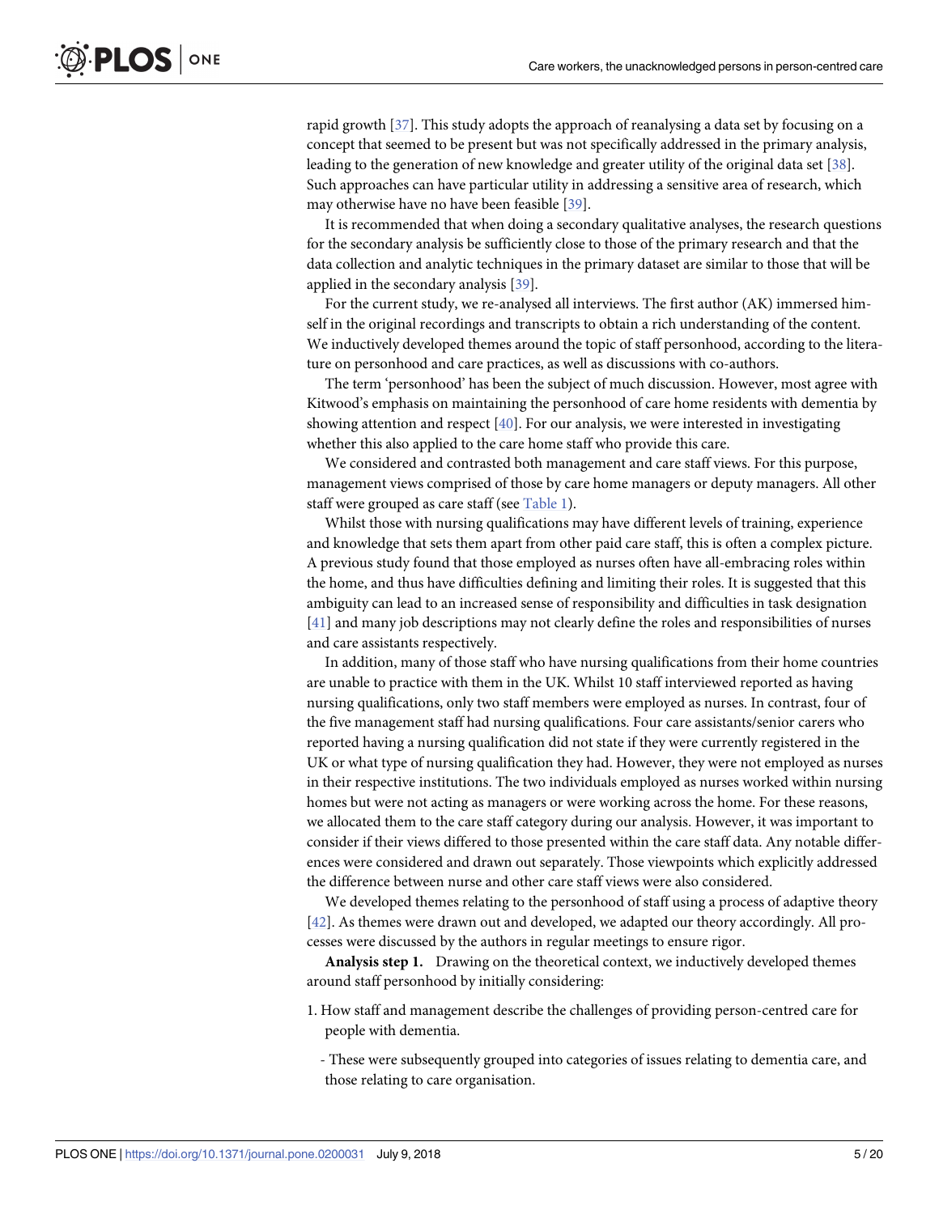rapid growth [37]. This study adopts the approach of reanalysing a data set by focusing on a concept that seemed to be present but was not specifically addressed in the primary analysis, leading to the generation of new knowledge and greater utility of the original data set [38]. Such approaches can have particular utility in addressing a sensitive area of research, which may otherwise have no have been feasible [39].

It is recommended that when doing a secondary qualitative analyses, the research questions for the secondary analysis be sufficiently close to those of the primary research and that the data collection and analytic techniques in the primary dataset are similar to those that will be applied in the secondary analysis [39].

For the current study, we re-analysed all interviews. The first author (AK) immersed himself in the original recordings and transcripts to obtain a rich understanding of the content. We inductively developed themes around the topic of staff personhood, according to the literature on personhood and care practices, as well as discussions with co-authors.

The term 'personhood' has been the subject of much discussion. However, most agree with Kitwood's emphasis on maintaining the personhood of care home residents with dementia by showing attention and respect [40]. For our analysis, we were interested in investigating whether this also applied to the care home staff who provide this care.

We considered and contrasted both management and care staff views. For this purpose, management views comprised of those by care home managers or deputy managers. All other staff were grouped as care staff (see Table 1).

Whilst those with nursing qualifications may have different levels of training, experience and knowledge that sets them apart from other paid care staff, this is often a complex picture. A previous study found that those employed as nurses often have all-embracing roles within the home, and thus have difficulties defining and limiting their roles. It is suggested that this ambiguity can lead to an increased sense of responsibility and difficulties in task designation [41] and many job descriptions may not clearly define the roles and responsibilities of nurses and care assistants respectively.

In addition, many of those staff who have nursing qualifications from their home countries are unable to practice with them in the UK. Whilst 10 staff interviewed reported as having nursing qualifications, only two staff members were employed as nurses. In contrast, four of the five management staff had nursing qualifications. Four care assistants/senior carers who reported having a nursing qualification did not state if they were currently registered in the UK or what type of nursing qualification they had. However, they were not employed as nurses in their respective institutions. The two individuals employed as nurses worked within nursing homes but were not acting as managers or were working across the home. For these reasons, we allocated them to the care staff category during our analysis. However, it was important to consider if their views differed to those presented within the care staff data. Any notable differences were considered and drawn out separately. Those viewpoints which explicitly addressed the difference between nurse and other care staff views were also considered.

We developed themes relating to the personhood of staff using a process of adaptive theory [42]. As themes were drawn out and developed, we adapted our theory accordingly. All processes were discussed by the authors in regular meetings to ensure rigor.

**Analysis step 1.** Drawing on the theoretical context, we inductively developed themes around staff personhood by initially considering:

1. How staff and management describe the challenges of providing person-centred care for people with dementia.

   - These were subsequently grouped into categories of issues relating to dementia care, and those relating to care organisation.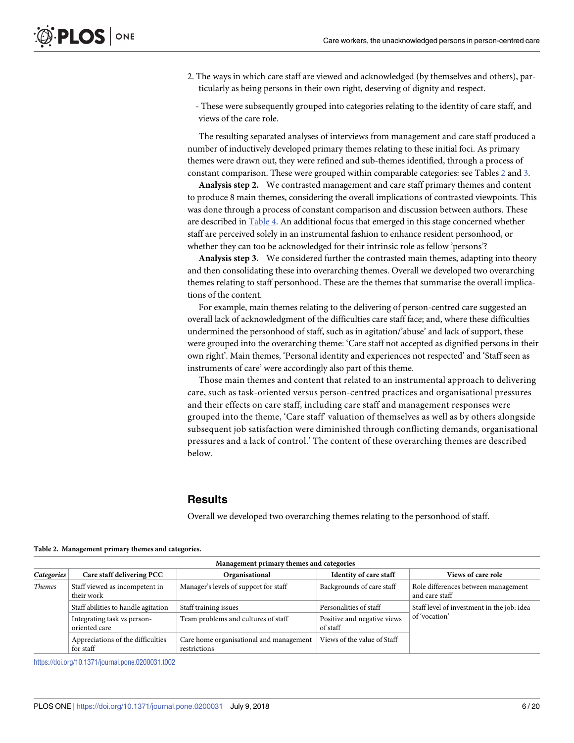2. The ways in which care staff are viewed and acknowledged (by themselves and others), particularly as being persons in their own right, deserving of dignity and respect.

   - These were subsequently grouped into categories relating to the identity of care staff, and views of the care role.

The resulting separated analyses of interviews from management and care staff produced a number of inductively developed primary themes relating to these initial foci. As primary themes were drawn out, they were refined and sub-themes identified, through a process of constant comparison. These were grouped within comparable categories: see Tables 2 and 3.

**Analysis step 2.** We contrasted management and care staff primary themes and content to produce 8 main themes, considering the overall implications of contrasted viewpoints. This was done through a process of constant comparison and discussion between authors. These are described in Table 4. An additional focus that emerged in this stage concerned whether staff are perceived solely in an instrumental fashion to enhance resident personhood, or whether they can too be acknowledged for their intrinsic role as fellow 'persons'?

**Analysis step 3.** We considered further the contrasted main themes, adapting into theory and then consolidating these into overarching themes. Overall we developed two overarching themes relating to staff personhood. These are the themes that summarise the overall implications of the content.

For example, main themes relating to the delivering of person-centred care suggested an overall lack of acknowledgment of the difficulties care staff face; and, where these difficulties undermined the personhood of staff, such as in agitation/'abuse' and lack of support, these were grouped into the overarching theme: 'Care staff not accepted as dignified persons in their own right'. Main themes, 'Personal identity and experiences not respected' and 'Staff seen as instruments of care' were accordingly also part of this theme.

Those main themes and content that related to an instrumental approach to delivering care, such as task-oriented versus person-centred practices and organisational pressures and their effects on care staff, including care staff and management responses were grouped into the theme, 'Care staff' valuation of themselves as well as by others alongside subsequent job satisfaction were diminished through conflicting demands, organisational pressures and a lack of control.' The content of these overarching themes are described below.

## Results

Overall we developed two overarching themes relating to the personhood of staff.

**Table 2. Management primary themes and categories.**

| Management primary themes and categories | | | | |
|---|---|---|---|---|
| ***Categories*** | **Care staff delivering PCC** | **Organisational** | **Identity of care staff** | **Views of care role** |
| *Themes* | Staff viewed as incompetent in their work | Manager's levels of support for staff | Backgrounds of care staff | Role differences between management and care staff |
| | Staff abilities to handle agitation | Staff training issues | Personalities of staff | Staff level of investment in the job: idea of 'vocation' |
| | Integrating task vs person-oriented care | Team problems and cultures of staff | Positive and negative views of staff | |
| | Appreciations of the difficulties for staff | Care home organisational and management restrictions | Views of the value of Staff | |

https://doi.org/10.1371/journal.pone.0200031.t002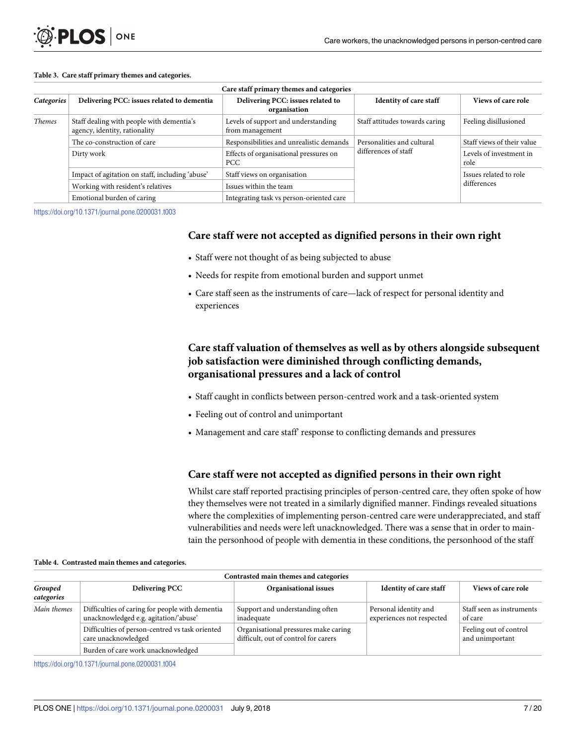**Table 3. Care staff primary themes and categories.**

| Care staff primary themes and categories | | | | |
|---|---|---|---|---|
| *Categories* | **Delivering PCC: issues related to dementia** | **Delivering PCC: issues related to organisation** | **Identity of care staff** | **Views of care role** |
| *Themes* | Staff dealing with people with dementia's agency, identity, rationality | Levels of support and understanding from management | Staff attitudes towards caring | Feeling disillusioned |
| | The co-construction of care | Responsibilities and unrealistic demands | Personalities and cultural differences of staff | Staff views of their value |
| | Dirty work | Effects of organisational pressures on PCC | | Levels of investment in role |
| | Impact of agitation on staff, including 'abuse' | Staff views on organisation | | Issues related to role differences |
| | Working with resident's relatives | Issues within the team | | |
| | Emotional burden of caring | Integrating task vs person-oriented care | | |

https://doi.org/10.1371/journal.pone.0200031.t003

## Care staff were not accepted as dignified persons in their own right

- Staff were not thought of as being subjected to abuse
- Needs for respite from emotional burden and support unmet
- Care staff seen as the instruments of care—lack of respect for personal identity and experiences

## Care staff valuation of themselves as well as by others alongside subsequent job satisfaction were diminished through conflicting demands, organisational pressures and a lack of control

- Staff caught in conflicts between person-centred work and a task-oriented system
- Feeling out of control and unimportant
- Management and care staff' response to conflicting demands and pressures

## Care staff were not accepted as dignified persons in their own right

Whilst care staff reported practising principles of person-centred care, they often spoke of how they themselves were not treated in a similarly dignified manner. Findings revealed situations where the complexities of implementing person-centred care were underappreciated, and staff vulnerabilities and needs were left unacknowledged. There was a sense that in order to maintain the personhood of people with dementia in these conditions, the personhood of the staff

**Table 4. Contrasted main themes and categories.**

| Contrasted main themes and categories | | | | |
|---|---|---|---|---|
| *Grouped categories* | **Delivering PCC** | **Organisational issues** | **Identity of care staff** | **Views of care role** |
| *Main themes* | Difficulties of caring for people with dementia unacknowledged e.g. agitation/'abuse' | Support and understanding often inadequate | Personal identity and experiences not respected | Staff seen as instruments of care |
| | Difficulties of person-centred vs task oriented care unacknowledged | Organisational pressures make caring difficult, out of control for carers | | Feeling out of control and unimportant |
| | Burden of care work unacknowledged | | | |

https://doi.org/10.1371/journal.pone.0200031.t004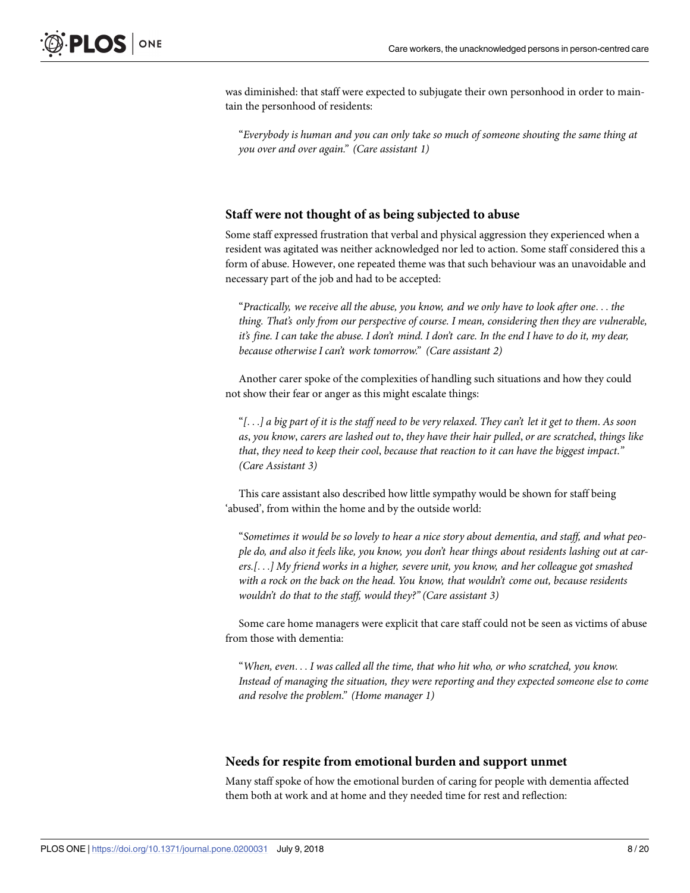was diminished: that staff were expected to subjugate their own personhood in order to maintain the personhood of residents:

> "*Everybody is human and you can only take so much of someone shouting the same thing at you over and over again.*" *(Care assistant 1)*

### Staff were not thought of as being subjected to abuse

Some staff expressed frustration that verbal and physical aggression they experienced when a resident was agitated was neither acknowledged nor led to action. Some staff considered this a form of abuse. However, one repeated theme was that such behaviour was an unavoidable and necessary part of the job and had to be accepted:

> "*Practically, we receive all the abuse, you know, and we only have to look after one. . . the thing. That's only from our perspective of course. I mean, considering then they are vulnerable, it's fine. I can take the abuse. I don't mind. I don't care. In the end I have to do it, my dear, because otherwise I can't work tomorrow.*" *(Care assistant 2)*

Another carer spoke of the complexities of handling such situations and how they could not show their fear or anger as this might escalate things:

> "*[. . .] a big part of it is the staff need to be very relaxed. They can't let it get to them. As soon as, you know, carers are lashed out to, they have their hair pulled, or are scratched, things like that, they need to keep their cool, because that reaction to it can have the biggest impact.*" *(Care Assistant 3)*

This care assistant also described how little sympathy would be shown for staff being 'abused', from within the home and by the outside world:

> "*Sometimes it would be so lovely to hear a nice story about dementia, and staff, and what people do, and also it feels like, you know, you don't hear things about residents lashing out at carers.[. . .] My friend works in a higher, severe unit, you know, and her colleague got smashed with a rock on the back on the head. You know, that wouldn't come out, because residents wouldn't do that to the staff, would they?*" *(Care assistant 3)*

Some care home managers were explicit that care staff could not be seen as victims of abuse from those with dementia:

> "*When, even. . . I was called all the time, that who hit who, or who scratched, you know. Instead of managing the situation, they were reporting and they expected someone else to come and resolve the problem.*" *(Home manager 1)*

### Needs for respite from emotional burden and support unmet

Many staff spoke of how the emotional burden of caring for people with dementia affected them both at work and at home and they needed time for rest and reflection: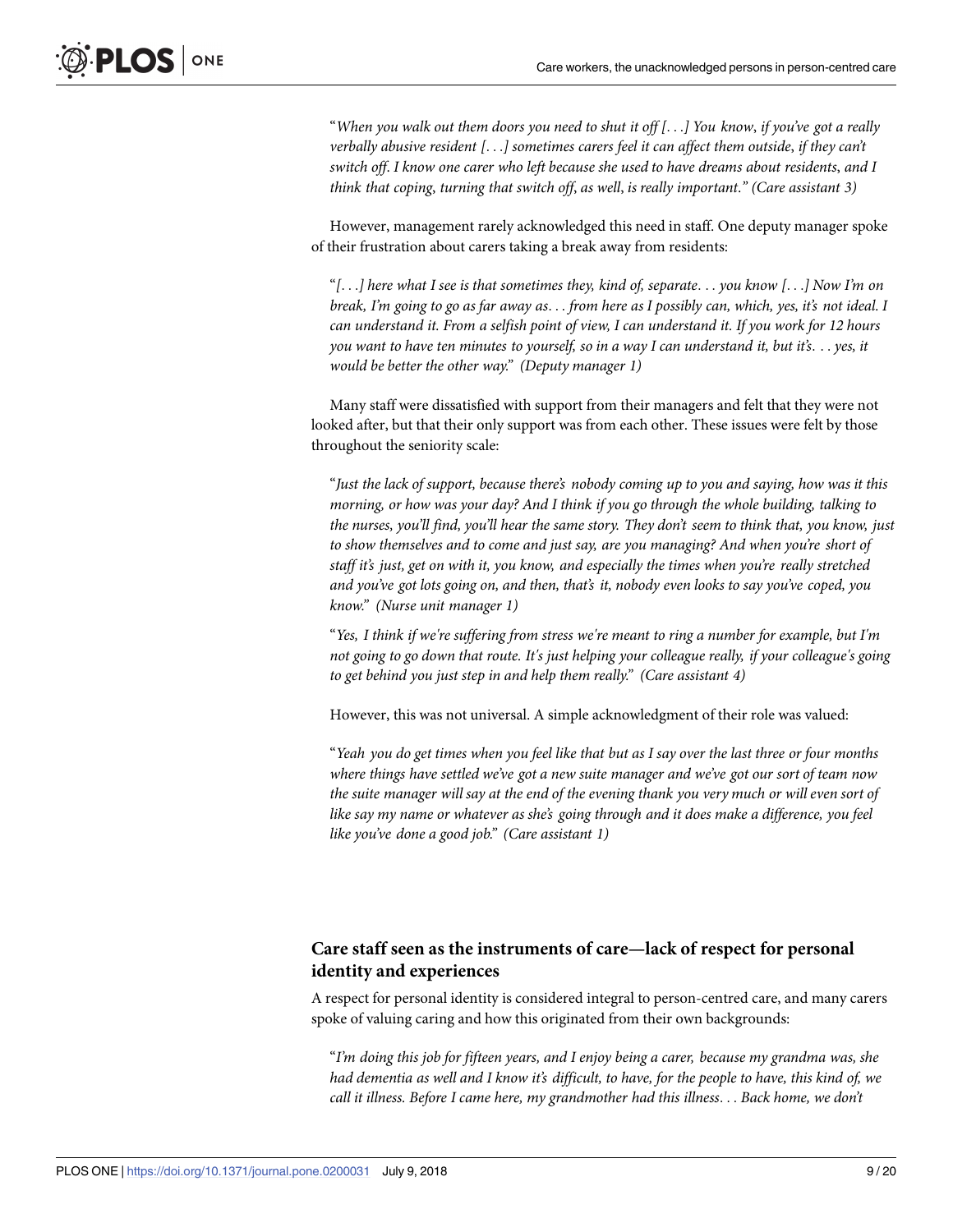"*When you walk out them doors you need to shut it off [. . .] You know, if you've got a really verbally abusive resident [. . .] sometimes carers feel it can affect them outside, if they can't switch off. I know one carer who left because she used to have dreams about residents, and I think that coping, turning that switch off, as well, is really important*." (*Care assistant 3*)

However, management rarely acknowledged this need in staff. One deputy manager spoke of their frustration about carers taking a break away from residents:

"*[. . .] here what I see is that sometimes they, kind of, separate. . . you know [. . .] Now I'm on break, I'm going to go as far away as. . . from here as I possibly can, which, yes, it's not ideal. I can understand it. From a selfish point of view, I can understand it. If you work for 12 hours you want to have ten minutes to yourself, so in a way I can understand it, but it's. . . yes, it would be better the other way*." (*Deputy manager 1*)

Many staff were dissatisfied with support from their managers and felt that they were not looked after, but that their only support was from each other. These issues were felt by those throughout the seniority scale:

"*Just the lack of support, because there's nobody coming up to you and saying, how was it this morning, or how was your day? And I think if you go through the whole building, talking to the nurses, you'll find, you'll hear the same story. They don't seem to think that, you know, just to show themselves and to come and just say, are you managing? And when you're short of staff it's just, get on with it, you know, and especially the times when you're really stretched and you've got lots going on, and then, that's it, nobody even looks to say you've coped, you know*." (*Nurse unit manager 1*)

"*Yes, I think if we're suffering from stress we're meant to ring a number for example, but I'm not going to go down that route. It's just helping your colleague really, if your colleague's going to get behind you just step in and help them really*." (*Care assistant 4*)

However, this was not universal. A simple acknowledgment of their role was valued:

"*Yeah you do get times when you feel like that but as I say over the last three or four months where things have settled we've got a new suite manager and we've got our sort of team now the suite manager will say at the end of the evening thank you very much or will even sort of like say my name or whatever as she's going through and it does make a difference, you feel like you've done a good job*." (*Care assistant 1*)

## Care staff seen as the instruments of care—lack of respect for personal identity and experiences

A respect for personal identity is considered integral to person-centred care, and many carers spoke of valuing caring and how this originated from their own backgrounds:

"*I'm doing this job for fifteen years, and I enjoy being a carer, because my grandma was, she had dementia as well and I know it's difficult, to have, for the people to have, this kind of, we call it illness. Before I came here, my grandmother had this illness. . . Back home, we don't*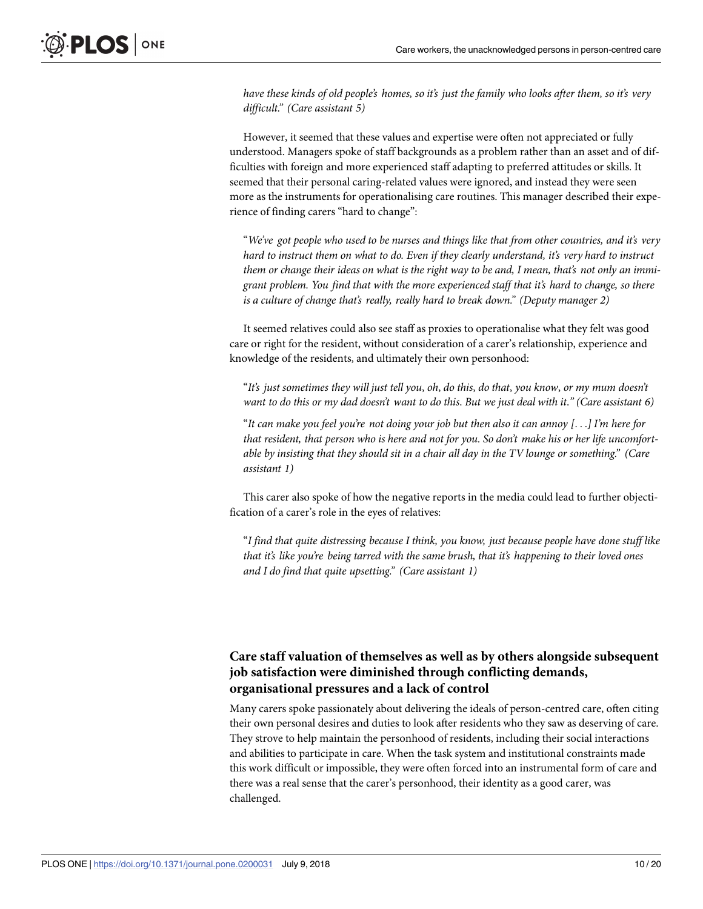*have these kinds of old people's homes, so it's just the family who looks after them, so it's very difficult." (Care assistant 5)*

However, it seemed that these values and expertise were often not appreciated or fully understood. Managers spoke of staff backgrounds as a problem rather than an asset and of difficulties with foreign and more experienced staff adapting to preferred attitudes or skills. It seemed that their personal caring-related values were ignored, and instead they were seen more as the instruments for operationalising care routines. This manager described their experience of finding carers "hard to change":

"*We've got people who used to be nurses and things like that from other countries, and it's very hard to instruct them on what to do. Even if they clearly understand, it's very hard to instruct them or change their ideas on what is the right way to be and, I mean, that's not only an immigrant problem. You find that with the more experienced staff that it's hard to change, so there is a culture of change that's really, really hard to break down." (Deputy manager 2)*

It seemed relatives could also see staff as proxies to operationalise what they felt was good care or right for the resident, without consideration of a carer's relationship, experience and knowledge of the residents, and ultimately their own personhood:

"*It's just sometimes they will just tell you, oh, do this, do that, you know, or my mum doesn't want to do this or my dad doesn't want to do this. But we just deal with it." (Care assistant 6)*

"*It can make you feel you're not doing your job but then also it can annoy [. . .] I'm here for that resident, that person who is here and not for you. So don't make his or her life uncomfortable by insisting that they should sit in a chair all day in the TV lounge or something." (Care assistant 1)*

This carer also spoke of how the negative reports in the media could lead to further objectification of a carer's role in the eyes of relatives:

"*I find that quite distressing because I think, you know, just because people have done stuff like that it's like you're being tarred with the same brush, that it's happening to their loved ones and I do find that quite upsetting." (Care assistant 1)*

### Care staff valuation of themselves as well as by others alongside subsequent job satisfaction were diminished through conflicting demands, organisational pressures and a lack of control

Many carers spoke passionately about delivering the ideals of person-centred care, often citing their own personal desires and duties to look after residents who they saw as deserving of care. They strove to help maintain the personhood of residents, including their social interactions and abilities to participate in care. When the task system and institutional constraints made this work difficult or impossible, they were often forced into an instrumental form of care and there was a real sense that the carer's personhood, their identity as a good carer, was challenged.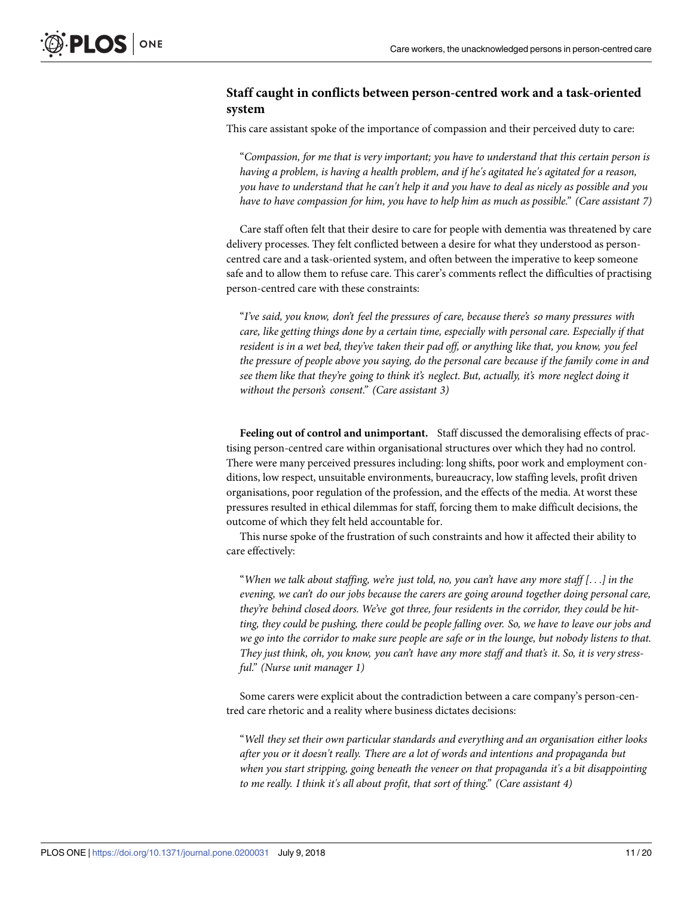### Staff caught in conflicts between person-centred work and a task-oriented system

This care assistant spoke of the importance of compassion and their perceived duty to care:

> "*Compassion, for me that is very important; you have to understand that this certain person is having a problem, is having a health problem, and if he's agitated he's agitated for a reason, you have to understand that he can't help it and you have to deal as nicely as possible and you have to have compassion for him, you have to help him as much as possible.*" *(Care assistant 7)*

Care staff often felt that their desire to care for people with dementia was threatened by care delivery processes. They felt conflicted between a desire for what they understood as person-centred care and a task-oriented system, and often between the imperative to keep someone safe and to allow them to refuse care. This carer's comments reflect the difficulties of practising person-centred care with these constraints:

> "*I've said, you know, don't feel the pressures of care, because there's so many pressures with care, like getting things done by a certain time, especially with personal care. Especially if that resident is in a wet bed, they've taken their pad off, or anything like that, you know, you feel the pressure of people above you saying, do the personal care because if the family come in and see them like that they're going to think it's neglect. But, actually, it's more neglect doing it without the person's consent.*" *(Care assistant 3)*

**Feeling out of control and unimportant.** Staff discussed the demoralising effects of practising person-centred care within organisational structures over which they had no control. There were many perceived pressures including: long shifts, poor work and employment conditions, low respect, unsuitable environments, bureaucracy, low staffing levels, profit driven organisations, poor regulation of the profession, and the effects of the media. At worst these pressures resulted in ethical dilemmas for staff, forcing them to make difficult decisions, the outcome of which they felt held accountable for.

This nurse spoke of the frustration of such constraints and how it affected their ability to care effectively:

> "*When we talk about staffing, we're just told, no, you can't have any more staff [. . .] in the evening, we can't do our jobs because the carers are going around together doing personal care, they're behind closed doors. We've got three, four residents in the corridor, they could be hitting, they could be pushing, there could be people falling over. So, we have to leave our jobs and we go into the corridor to make sure people are safe or in the lounge, but nobody listens to that. They just think, oh, you know, you can't have any more staff and that's it. So, it is very stressful.*" *(Nurse unit manager 1)*

Some carers were explicit about the contradiction between a care company's person-centred care rhetoric and a reality where business dictates decisions:

> "*Well they set their own particular standards and everything and an organisation either looks after you or it doesn't really. There are a lot of words and intentions and propaganda but when you start stripping, going beneath the veneer on that propaganda it's a bit disappointing to me really. I think it's all about profit, that sort of thing.*" *(Care assistant 4)*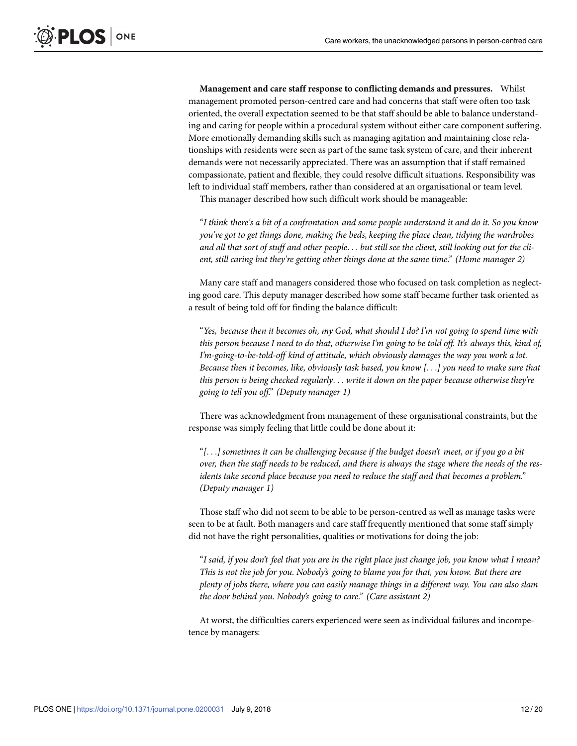**Management and care staff response to conflicting demands and pressures.** Whilst management promoted person-centred care and had concerns that staff were often too task oriented, the overall expectation seemed to be that staff should be able to balance understanding and caring for people within a procedural system without either care component suffering. More emotionally demanding skills such as managing agitation and maintaining close relationships with residents were seen as part of the same task system of care, and their inherent demands were not necessarily appreciated. There was an assumption that if staff remained compassionate, patient and flexible, they could resolve difficult situations. Responsibility was left to individual staff members, rather than considered at an organisational or team level.

This manager described how such difficult work should be manageable:

> "*I think there's a bit of a confrontation and some people understand it and do it. So you know you've got to get things done, making the beds, keeping the place clean, tidying the wardrobes and all that sort of stuff and other people. . . but still see the client, still looking out for the client, still caring but they're getting other things done at the same time.*" *(Home manager 2)*

Many care staff and managers considered those who focused on task completion as neglecting good care. This deputy manager described how some staff became further task oriented as a result of being told off for finding the balance difficult:

> "*Yes, because then it becomes oh, my God, what should I do? I'm not going to spend time with this person because I need to do that, otherwise I'm going to be told off. It's always this, kind of, I'm-going-to-be-told-off kind of attitude, which obviously damages the way you work a lot. Because then it becomes, like, obviously task based, you know [. . .] you need to make sure that this person is being checked regularly. . . write it down on the paper because otherwise they're going to tell you off.*" *(Deputy manager 1)*

There was acknowledgment from management of these organisational constraints, but the response was simply feeling that little could be done about it:

> "*[. . .] sometimes it can be challenging because if the budget doesn't meet, or if you go a bit over, then the staff needs to be reduced, and there is always the stage where the needs of the residents take second place because you need to reduce the staff and that becomes a problem.*" *(Deputy manager 1)*

Those staff who did not seem to be able to be person-centred as well as manage tasks were seen to be at fault. Both managers and care staff frequently mentioned that some staff simply did not have the right personalities, qualities or motivations for doing the job:

> "*I said, if you don't feel that you are in the right place just change job, you know what I mean? This is not the job for you. Nobody's going to blame you for that, you know. But there are plenty of jobs there, where you can easily manage things in a different way. You can also slam the door behind you. Nobody's going to care.*" *(Care assistant 2)*

At worst, the difficulties carers experienced were seen as individual failures and incompetence by managers: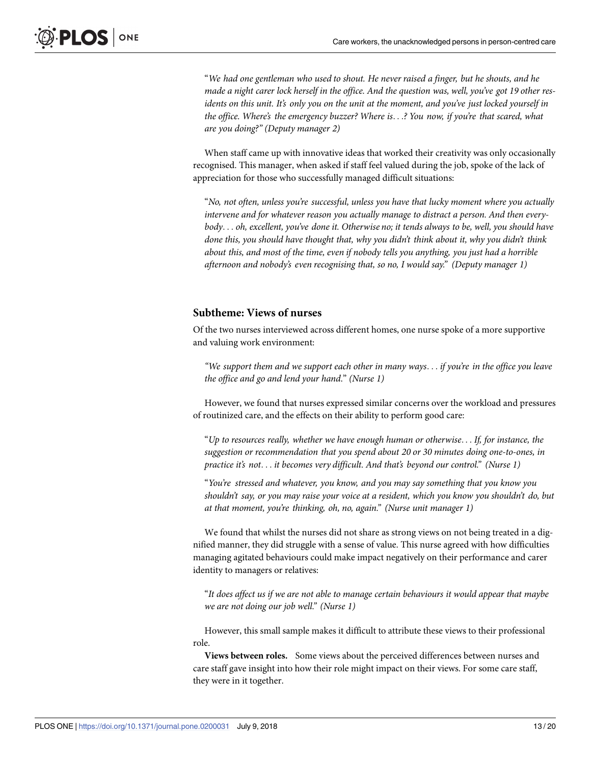"*We had one gentleman who used to shout. He never raised a finger, but he shouts, and he made a night carer lock herself in the office. And the question was, well, you've got 19 other residents on this unit. It's only you on the unit at the moment, and you've just locked yourself in the office. Where's the emergency buzzer? Where is. . .? You now, if you're that scared, what are you doing?" (Deputy manager 2)*

When staff came up with innovative ideas that worked their creativity was only occasionally recognised. This manager, when asked if staff feel valued during the job, spoke of the lack of appreciation for those who successfully managed difficult situations:

"*No, not often, unless you're successful, unless you have that lucky moment where you actually intervene and for whatever reason you actually manage to distract a person. And then everybody. . . oh, excellent, you've done it. Otherwise no; it tends always to be, well, you should have done this, you should have thought that, why you didn't think about it, why you didn't think about this, and most of the time, even if nobody tells you anything, you just had a horrible afternoon and nobody's even recognising that, so no, I would say." (Deputy manager 1)*

### Subtheme: Views of nurses

Of the two nurses interviewed across different homes, one nurse spoke of a more supportive and valuing work environment:

*"We support them and we support each other in many ways. . . if you're in the office you leave the office and go and lend your hand." (Nurse 1)*

However, we found that nurses expressed similar concerns over the workload and pressures of routinized care, and the effects on their ability to perform good care:

"*Up to resources really, whether we have enough human or otherwise. . . If, for instance, the suggestion or recommendation that you spend about 20 or 30 minutes doing one-to-ones, in practice it's not. . . it becomes very difficult. And that's beyond our control." (Nurse 1)*

"*You're stressed and whatever, you know, and you may say something that you know you shouldn't say, or you may raise your voice at a resident, which you know you shouldn't do, but at that moment, you're thinking, oh, no, again." (Nurse unit manager 1)*

We found that whilst the nurses did not share as strong views on not being treated in a dignified manner, they did struggle with a sense of value. This nurse agreed with how difficulties managing agitated behaviours could make impact negatively on their performance and carer identity to managers or relatives:

"*It does affect us if we are not able to manage certain behaviours it would appear that maybe we are not doing our job well." (Nurse 1)*

However, this small sample makes it difficult to attribute these views to their professional role.

**Views between roles.** Some views about the perceived differences between nurses and care staff gave insight into how their role might impact on their views. For some care staff, they were in it together.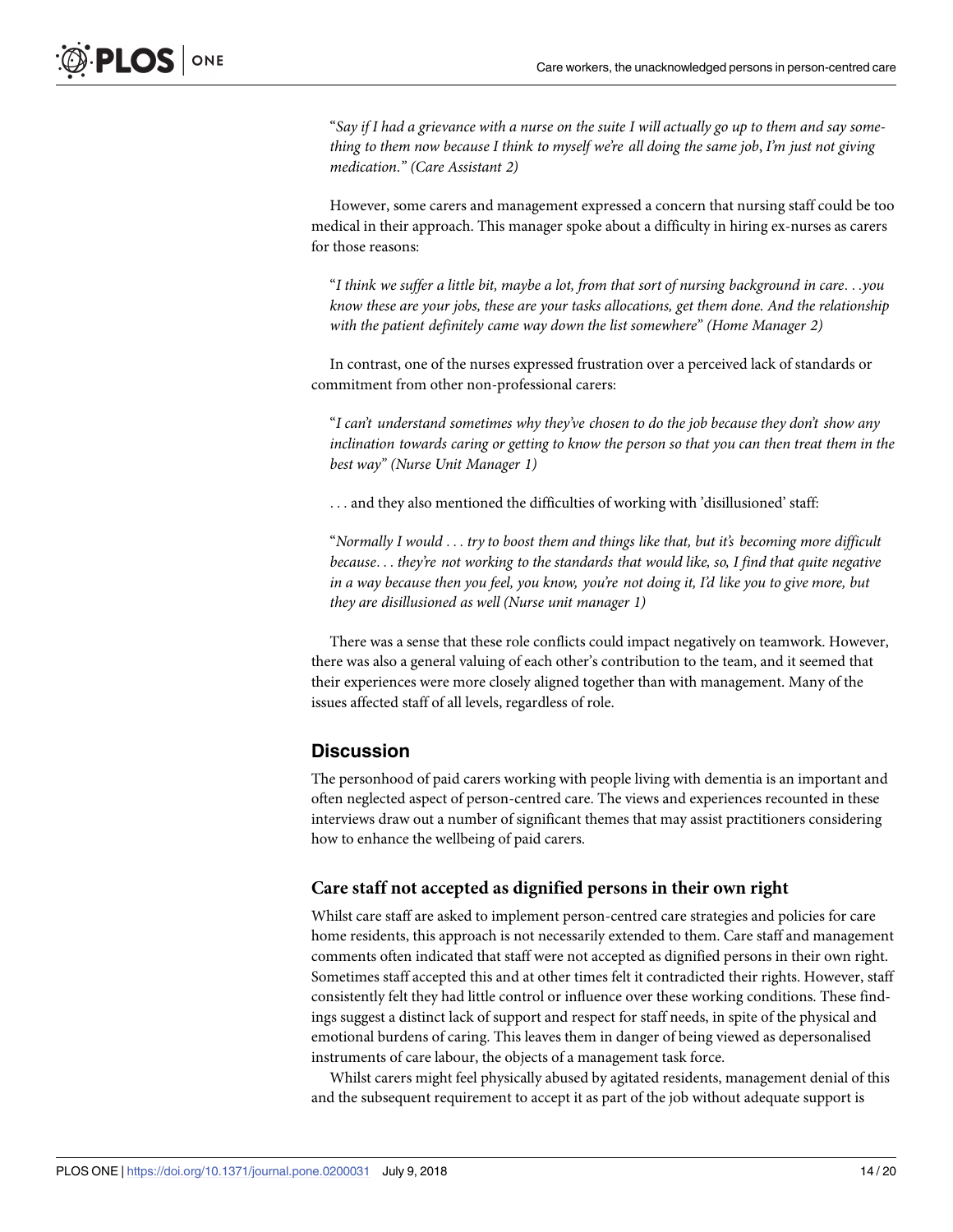"*Say if I had a grievance with a nurse on the suite I will actually go up to them and say something to them now because I think to myself we're all doing the same job, I'm just not giving medication." (Care Assistant 2)*

However, some carers and management expressed a concern that nursing staff could be too medical in their approach. This manager spoke about a difficulty in hiring ex-nurses as carers for those reasons:

"*I think we suffer a little bit, maybe a lot, from that sort of nursing background in care. . .you know these are your jobs, these are your tasks allocations, get them done. And the relationship with the patient definitely came way down the list somewhere" (Home Manager 2)*

In contrast, one of the nurses expressed frustration over a perceived lack of standards or commitment from other non-professional carers:

"*I can't understand sometimes why they've chosen to do the job because they don't show any inclination towards caring or getting to know the person so that you can then treat them in the best way" (Nurse Unit Manager 1)*

. . . and they also mentioned the difficulties of working with 'disillusioned' staff:

"*Normally I would . . . try to boost them and things like that, but it's becoming more difficult because. . . they're not working to the standards that would like, so, I find that quite negative in a way because then you feel, you know, you're not doing it, I'd like you to give more, but they are disillusioned as well (Nurse unit manager 1)*

There was a sense that these role conflicts could impact negatively on teamwork. However, there was also a general valuing of each other's contribution to the team, and it seemed that their experiences were more closely aligned together than with management. Many of the issues affected staff of all levels, regardless of role.

## Discussion

The personhood of paid carers working with people living with dementia is an important and often neglected aspect of person-centred care. The views and experiences recounted in these interviews draw out a number of significant themes that may assist practitioners considering how to enhance the wellbeing of paid carers.

### Care staff not accepted as dignified persons in their own right

Whilst care staff are asked to implement person-centred care strategies and policies for care home residents, this approach is not necessarily extended to them. Care staff and management comments often indicated that staff were not accepted as dignified persons in their own right. Sometimes staff accepted this and at other times felt it contradicted their rights. However, staff consistently felt they had little control or influence over these working conditions. These findings suggest a distinct lack of support and respect for staff needs, in spite of the physical and emotional burdens of caring. This leaves them in danger of being viewed as depersonalised instruments of care labour, the objects of a management task force.

Whilst carers might feel physically abused by agitated residents, management denial of this and the subsequent requirement to accept it as part of the job without adequate support is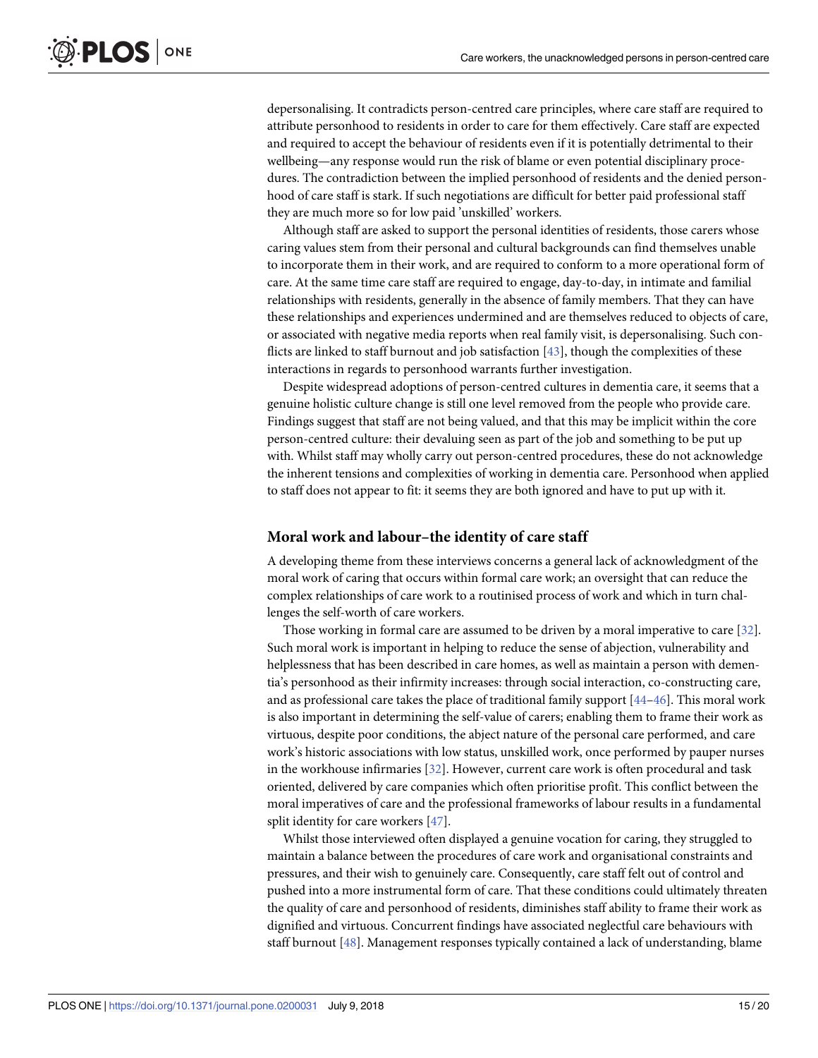depersonalising. It contradicts person-centred care principles, where care staff are required to attribute personhood to residents in order to care for them effectively. Care staff are expected and required to accept the behaviour of residents even if it is potentially detrimental to their wellbeing—any response would run the risk of blame or even potential disciplinary procedures. The contradiction between the implied personhood of residents and the denied personhood of care staff is stark. If such negotiations are difficult for better paid professional staff they are much more so for low paid 'unskilled' workers.

Although staff are asked to support the personal identities of residents, those carers whose caring values stem from their personal and cultural backgrounds can find themselves unable to incorporate them in their work, and are required to conform to a more operational form of care. At the same time care staff are required to engage, day-to-day, in intimate and familial relationships with residents, generally in the absence of family members. That they can have these relationships and experiences undermined and are themselves reduced to objects of care, or associated with negative media reports when real family visit, is depersonalising. Such conflicts are linked to staff burnout and job satisfaction [43], though the complexities of these interactions in regards to personhood warrants further investigation.

Despite widespread adoptions of person-centred cultures in dementia care, it seems that a genuine holistic culture change is still one level removed from the people who provide care. Findings suggest that staff are not being valued, and that this may be implicit within the core person-centred culture: their devaluing seen as part of the job and something to be put up with. Whilst staff may wholly carry out person-centred procedures, these do not acknowledge the inherent tensions and complexities of working in dementia care. Personhood when applied to staff does not appear to fit: it seems they are both ignored and have to put up with it.

## Moral work and labour–the identity of care staff

A developing theme from these interviews concerns a general lack of acknowledgment of the moral work of caring that occurs within formal care work; an oversight that can reduce the complex relationships of care work to a routinised process of work and which in turn challenges the self-worth of care workers.

Those working in formal care are assumed to be driven by a moral imperative to care [32]. Such moral work is important in helping to reduce the sense of abjection, vulnerability and helplessness that has been described in care homes, as well as maintain a person with dementia's personhood as their infirmity increases: through social interaction, co-constructing care, and as professional care takes the place of traditional family support [44–46]. This moral work is also important in determining the self-value of carers; enabling them to frame their work as virtuous, despite poor conditions, the abject nature of the personal care performed, and care work's historic associations with low status, unskilled work, once performed by pauper nurses in the workhouse infirmaries [32]. However, current care work is often procedural and task oriented, delivered by care companies which often prioritise profit. This conflict between the moral imperatives of care and the professional frameworks of labour results in a fundamental split identity for care workers [47].

Whilst those interviewed often displayed a genuine vocation for caring, they struggled to maintain a balance between the procedures of care work and organisational constraints and pressures, and their wish to genuinely care. Consequently, care staff felt out of control and pushed into a more instrumental form of care. That these conditions could ultimately threaten the quality of care and personhood of residents, diminishes staff ability to frame their work as dignified and virtuous. Concurrent findings have associated neglectful care behaviours with staff burnout [48]. Management responses typically contained a lack of understanding, blame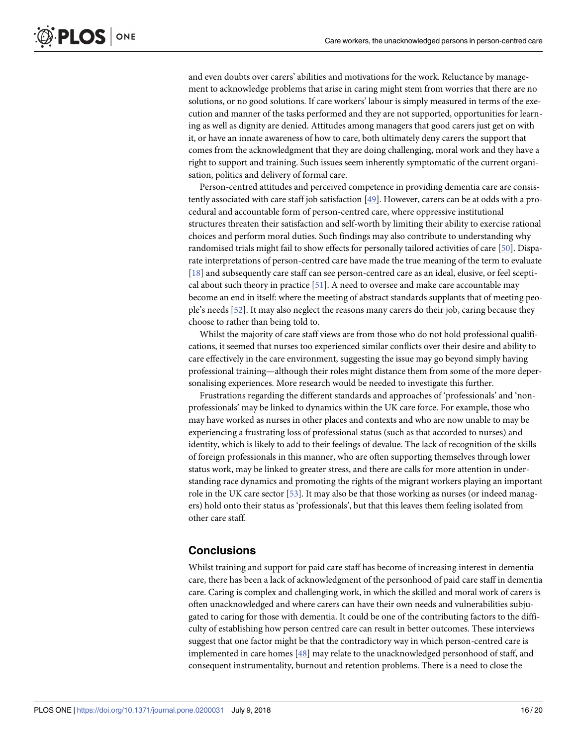and even doubts over carers' abilities and motivations for the work. Reluctance by management to acknowledge problems that arise in caring might stem from worries that there are no solutions, or no good solutions. If care workers' labour is simply measured in terms of the execution and manner of the tasks performed and they are not supported, opportunities for learning as well as dignity are denied. Attitudes among managers that good carers just get on with it, or have an innate awareness of how to care, both ultimately deny carers the support that comes from the acknowledgment that they are doing challenging, moral work and they have a right to support and training. Such issues seem inherently symptomatic of the current organisation, politics and delivery of formal care.

Person-centred attitudes and perceived competence in providing dementia care are consistently associated with care staff job satisfaction [49]. However, carers can be at odds with a procedural and accountable form of person-centred care, where oppressive institutional structures threaten their satisfaction and self-worth by limiting their ability to exercise rational choices and perform moral duties. Such findings may also contribute to understanding why randomised trials might fail to show effects for personally tailored activities of care [50]. Disparate interpretations of person-centred care have made the true meaning of the term to evaluate [18] and subsequently care staff can see person-centred care as an ideal, elusive, or feel sceptical about such theory in practice [51]. A need to oversee and make care accountable may become an end in itself: where the meeting of abstract standards supplants that of meeting people's needs [52]. It may also neglect the reasons many carers do their job, caring because they choose to rather than being told to.

Whilst the majority of care staff views are from those who do not hold professional qualifications, it seemed that nurses too experienced similar conflicts over their desire and ability to care effectively in the care environment, suggesting the issue may go beyond simply having professional training—although their roles might distance them from some of the more depersonalising experiences. More research would be needed to investigate this further.

Frustrations regarding the different standards and approaches of 'professionals' and 'non-professionals' may be linked to dynamics within the UK care force. For example, those who may have worked as nurses in other places and contexts and who are now unable to may be experiencing a frustrating loss of professional status (such as that accorded to nurses) and identity, which is likely to add to their feelings of devalue. The lack of recognition of the skills of foreign professionals in this manner, who are often supporting themselves through lower status work, may be linked to greater stress, and there are calls for more attention in understanding race dynamics and promoting the rights of the migrant workers playing an important role in the UK care sector [53]. It may also be that those working as nurses (or indeed managers) hold onto their status as 'professionals', but that this leaves them feeling isolated from other care staff.

## Conclusions

Whilst training and support for paid care staff has become of increasing interest in dementia care, there has been a lack of acknowledgment of the personhood of paid care staff in dementia care. Caring is complex and challenging work, in which the skilled and moral work of carers is often unacknowledged and where carers can have their own needs and vulnerabilities subjugated to caring for those with dementia. It could be one of the contributing factors to the difficulty of establishing how person centred care can result in better outcomes. These interviews suggest that one factor might be that the contradictory way in which person-centred care is implemented in care homes [48] may relate to the unacknowledged personhood of staff, and consequent instrumentality, burnout and retention problems. There is a need to close the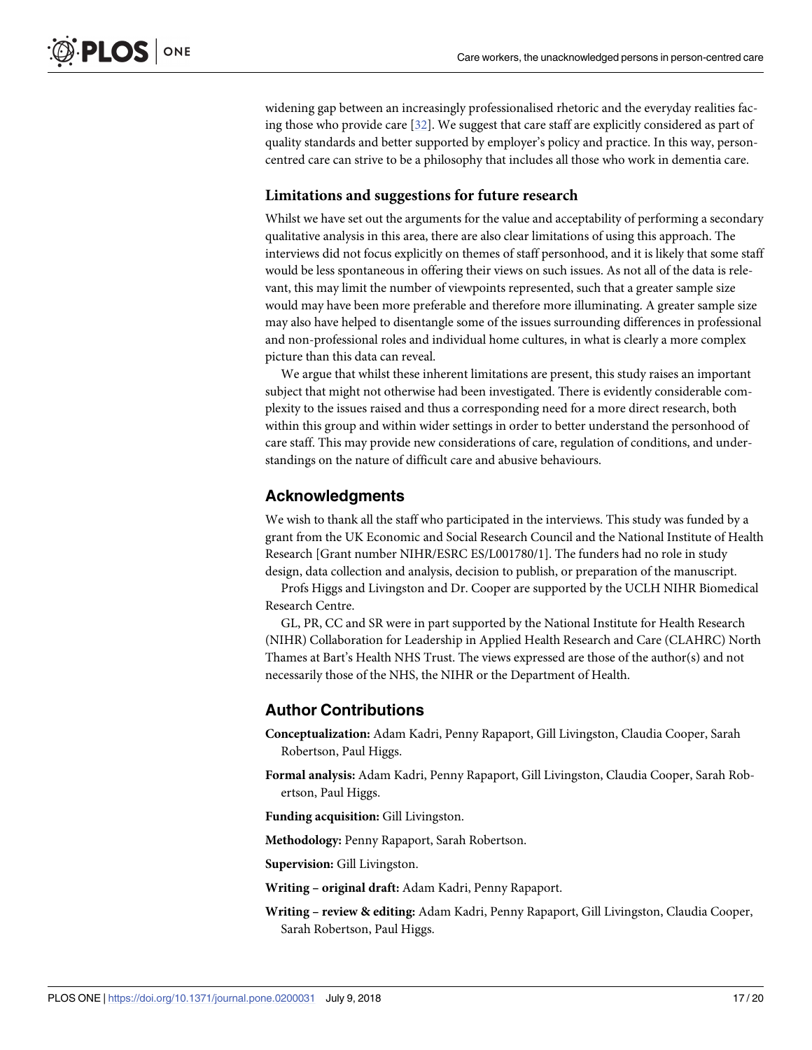widening gap between an increasingly professionalised rhetoric and the everyday realities facing those who provide care [32]. We suggest that care staff are explicitly considered as part of quality standards and better supported by employer's policy and practice. In this way, person-centred care can strive to be a philosophy that includes all those who work in dementia care.

### Limitations and suggestions for future research

Whilst we have set out the arguments for the value and acceptability of performing a secondary qualitative analysis in this area, there are also clear limitations of using this approach. The interviews did not focus explicitly on themes of staff personhood, and it is likely that some staff would be less spontaneous in offering their views on such issues. As not all of the data is relevant, this may limit the number of viewpoints represented, such that a greater sample size would may have been more preferable and therefore more illuminating. A greater sample size may also have helped to disentangle some of the issues surrounding differences in professional and non-professional roles and individual home cultures, in what is clearly a more complex picture than this data can reveal.

We argue that whilst these inherent limitations are present, this study raises an important subject that might not otherwise had been investigated. There is evidently considerable complexity to the issues raised and thus a corresponding need for a more direct research, both within this group and within wider settings in order to better understand the personhood of care staff. This may provide new considerations of care, regulation of conditions, and understandings on the nature of difficult care and abusive behaviours.

## Acknowledgments

We wish to thank all the staff who participated in the interviews. This study was funded by a grant from the UK Economic and Social Research Council and the National Institute of Health Research [Grant number NIHR/ESRC ES/L001780/1]. The funders had no role in study design, data collection and analysis, decision to publish, or preparation of the manuscript.

Profs Higgs and Livingston and Dr. Cooper are supported by the UCLH NIHR Biomedical Research Centre.

GL, PR, CC and SR were in part supported by the National Institute for Health Research (NIHR) Collaboration for Leadership in Applied Health Research and Care (CLAHRC) North Thames at Bart's Health NHS Trust. The views expressed are those of the author(s) and not necessarily those of the NHS, the NIHR or the Department of Health.

## Author Contributions

**Conceptualization:** Adam Kadri, Penny Rapaport, Gill Livingston, Claudia Cooper, Sarah Robertson, Paul Higgs.

**Formal analysis:** Adam Kadri, Penny Rapaport, Gill Livingston, Claudia Cooper, Sarah Robertson, Paul Higgs.

**Funding acquisition:** Gill Livingston.

**Methodology:** Penny Rapaport, Sarah Robertson.

**Supervision:** Gill Livingston.

**Writing – original draft:** Adam Kadri, Penny Rapaport.

**Writing – review & editing:** Adam Kadri, Penny Rapaport, Gill Livingston, Claudia Cooper, Sarah Robertson, Paul Higgs.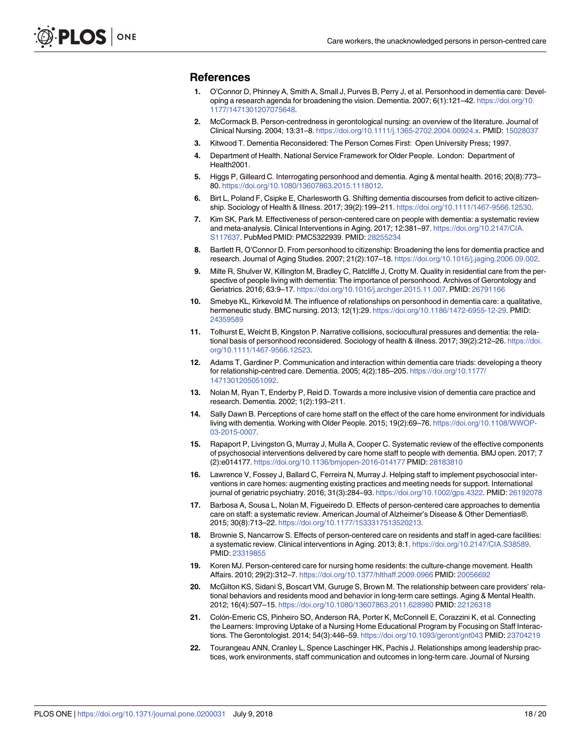## References

1. O'Connor D, Phinney A, Smith A, Small J, Purves B, Perry J, et al. Personhood in dementia care: Developing a research agenda for broadening the vision. Dementia. 2007; 6(1):121–42. https://doi.org/10.1177/1471301207075648.
2. McCormack B. Person-centredness in gerontological nursing: an overview of the literature. Journal of Clinical Nursing. 2004; 13:31–8. https://doi.org/10.1111/j.1365-2702.2004.00924.x. PMID: 15028037
3. Kitwood T. Dementia Reconsidered: The Person Comes First: Open University Press; 1997.
4. Department of Health. National Service Framework for Older People. London: Department of Health2001.
5. Higgs P, Gilleard C. Interrogating personhood and dementia. Aging & mental health. 2016; 20(8):773–80. https://doi.org/10.1080/13607863.2015.1118012.
6. Birt L, Poland F, Csipke E, Charlesworth G. Shifting dementia discourses from deficit to active citizenship. Sociology of Health & Illness. 2017; 39(2):199–211. https://doi.org/10.1111/1467-9566.12530.
7. Kim SK, Park M. Effectiveness of person-centered care on people with dementia: a systematic review and meta-analysis. Clinical Interventions in Aging. 2017; 12:381–97. https://doi.org/10.2147/CIA.S117637. PubMed PMID: PMC5322939. PMID: 28255234
8. Bartlett R, O'Connor D. From personhood to citizenship: Broadening the lens for dementia practice and research. Journal of Aging Studies. 2007; 21(2):107–18. https://doi.org/10.1016/j.jaging.2006.09.002.
9. Milte R, Shulver W, Killington M, Bradley C, Ratcliffe J, Crotty M. Quality in residential care from the perspective of people living with dementia: The importance of personhood. Archives of Gerontology and Geriatrics. 2016; 63:9–17. https://doi.org/10.1016/j.archger.2015.11.007. PMID: 26791166
10. Smebye KL, Kirkevold M. The influence of relationships on personhood in dementia care: a qualitative, hermeneutic study. BMC nursing. 2013; 12(1):29. https://doi.org/10.1186/1472-6955-12-29. PMID: 24359589
11. Tolhurst E, Weicht B, Kingston P. Narrative collisions, sociocultural pressures and dementia: the relational basis of personhood reconsidered. Sociology of health & illness. 2017; 39(2):212–26. https://doi.org/10.1111/1467-9566.12523.
12. Adams T, Gardiner P. Communication and interaction within dementia care triads: developing a theory for relationship-centred care. Dementia. 2005; 4(2):185–205. https://doi.org/10.1177/1471301205051092.
13. Nolan M, Ryan T, Enderby P, Reid D. Towards a more inclusive vision of dementia care practice and research. Dementia. 2002; 1(2):193–211.
14. Sally Dawn B. Perceptions of care home staff on the effect of the care home environment for individuals living with dementia. Working with Older People. 2015; 19(2):69–76. https://doi.org/10.1108/WWOP-03-2015-0007.
15. Rapaport P, Livingston G, Murray J, Mulla A, Cooper C. Systematic review of the effective components of psychosocial interventions delivered by care home staff to people with dementia. BMJ open. 2017; 7(2):e014177. https://doi.org/10.1136/bmjopen-2016-014177 PMID: 28183810
16. Lawrence V, Fossey J, Ballard C, Ferreira N, Murray J. Helping staff to implement psychosocial interventions in care homes: augmenting existing practices and meeting needs for support. International journal of geriatric psychiatry. 2016; 31(3):284–93. https://doi.org/10.1002/gps.4322. PMID: 26192078
17. Barbosa A, Sousa L, Nolan M, Figueiredo D. Effects of person-centered care approaches to dementia care on staff: a systematic review. American Journal of Alzheimer's Disease & Other Dementias®. 2015; 30(8):713–22. https://doi.org/10.1177/1533317513520213.
18. Brownie S, Nancarrow S. Effects of person-centered care on residents and staff in aged-care facilities: a systematic review. Clinical interventions in Aging. 2013; 8:1. https://doi.org/10.2147/CIA.S38589. PMID: 23319855
19. Koren MJ. Person-centered care for nursing home residents: the culture-change movement. Health Affairs. 2010; 29(2):312–7. https://doi.org/10.1377/hlthaff.2009.0966 PMID: 20056692
20. McGilton KS, Sidani S, Boscart VM, Guruge S, Brown M. The relationship between care providers' relational behaviors and residents mood and behavior in long-term care settings. Aging & Mental Health. 2012; 16(4):507–15. https://doi.org/10.1080/13607863.2011.628980 PMID: 22126318
21. Colón-Emeric CS, Pinheiro SO, Anderson RA, Porter K, McConnell E, Corazzini K, et al. Connecting the Learners: Improving Uptake of a Nursing Home Educational Program by Focusing on Staff Interactions. The Gerontologist. 2014; 54(3):446–59. https://doi.org/10.1093/geront/gnt043 PMID: 23704219
22. Tourangeau ANN, Cranley L, Spence Laschinger HK, Pachis J. Relationships among leadership practices, work environments, staff communication and outcomes in long-term care. Journal of Nursing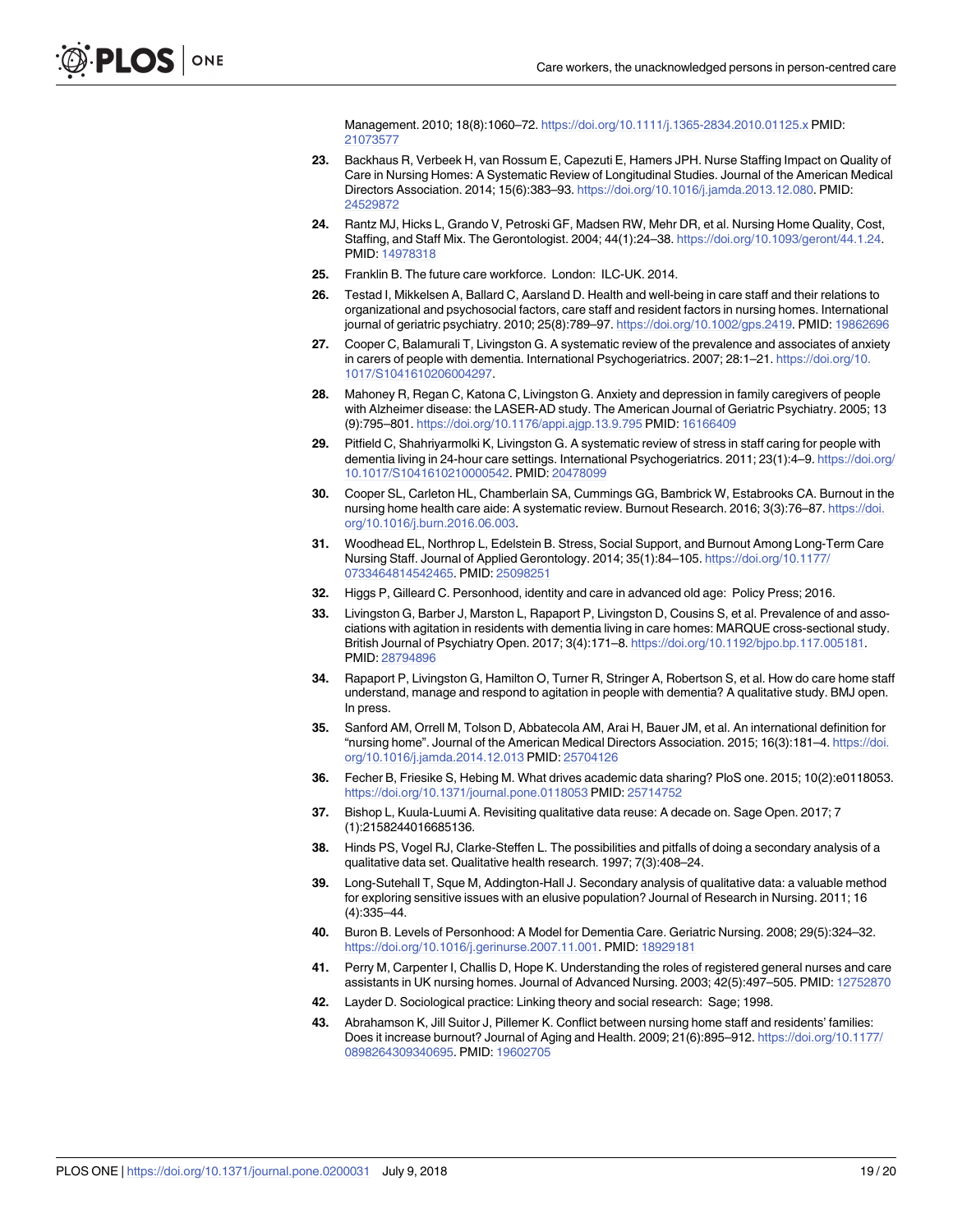Management. 2010; 18(8):1060–72. https://doi.org/10.1111/j.1365-2834.2010.01125.x PMID: 21073577

23. Backhaus R, Verbeek H, van Rossum E, Capezuti E, Hamers JPH. Nurse Staffing Impact on Quality of Care in Nursing Homes: A Systematic Review of Longitudinal Studies. Journal of the American Medical Directors Association. 2014; 15(6):383–93. https://doi.org/10.1016/j.jamda.2013.12.080. PMID: 24529872

24. Rantz MJ, Hicks L, Grando V, Petroski GF, Madsen RW, Mehr DR, et al. Nursing Home Quality, Cost, Staffing, and Staff Mix. The Gerontologist. 2004; 44(1):24–38. https://doi.org/10.1093/geront/44.1.24. PMID: 14978318

25. Franklin B. The future care workforce. London: ILC-UK. 2014.

26. Testad I, Mikkelsen A, Ballard C, Aarsland D. Health and well-being in care staff and their relations to organizational and psychosocial factors, care staff and resident factors in nursing homes. International journal of geriatric psychiatry. 2010; 25(8):789–97. https://doi.org/10.1002/gps.2419. PMID: 19862696

27. Cooper C, Balamurali T, Livingston G. A systematic review of the prevalence and associates of anxiety in carers of people with dementia. International Psychogeriatrics. 2007; 28:1–21. https://doi.org/10.1017/S1041610206004297.

28. Mahoney R, Regan C, Katona C, Livingston G. Anxiety and depression in family caregivers of people with Alzheimer disease: the LASER-AD study. The American Journal of Geriatric Psychiatry. 2005; 13 (9):795–801. https://doi.org/10.1176/appi.ajgp.13.9.795 PMID: 16166409

29. Pitfield C, Shahriyarmolki K, Livingston G. A systematic review of stress in staff caring for people with dementia living in 24-hour care settings. International Psychogeriatrics. 2011; 23(1):4–9. https://doi.org/10.1017/S1041610210000542. PMID: 20478099

30. Cooper SL, Carleton HL, Chamberlain SA, Cummings GG, Bambrick W, Estabrooks CA. Burnout in the nursing home health care aide: A systematic review. Burnout Research. 2016; 3(3):76–87. https://doi.org/10.1016/j.burn.2016.06.003.

31. Woodhead EL, Northrop L, Edelstein B. Stress, Social Support, and Burnout Among Long-Term Care Nursing Staff. Journal of Applied Gerontology. 2014; 35(1):84–105. https://doi.org/10.1177/0733464814542465. PMID: 25098251

32. Higgs P, Gilleard C. Personhood, identity and care in advanced old age: Policy Press; 2016.

33. Livingston G, Barber J, Marston L, Rapaport P, Livingston D, Cousins S, et al. Prevalence of and associations with agitation in residents with dementia living in care homes: MARQUE cross-sectional study. British Journal of Psychiatry Open. 2017; 3(4):171–8. https://doi.org/10.1192/bjpo.bp.117.005181. PMID: 28794896

34. Rapaport P, Livingston G, Hamilton O, Turner R, Stringer A, Robertson S, et al. How do care home staff understand, manage and respond to agitation in people with dementia? A qualitative study. BMJ open. In press.

35. Sanford AM, Orrell M, Tolson D, Abbatecola AM, Arai H, Bauer JM, et al. An international definition for "nursing home". Journal of the American Medical Directors Association. 2015; 16(3):181–4. https://doi.org/10.1016/j.jamda.2014.12.013 PMID: 25704126

36. Fecher B, Friesike S, Hebing M. What drives academic data sharing? PloS one. 2015; 10(2):e0118053. https://doi.org/10.1371/journal.pone.0118053 PMID: 25714752

37. Bishop L, Kuula-Luumi A. Revisiting qualitative data reuse: A decade on. Sage Open. 2017; 7 (1):2158244016685136.

38. Hinds PS, Vogel RJ, Clarke-Steffen L. The possibilities and pitfalls of doing a secondary analysis of a qualitative data set. Qualitative health research. 1997; 7(3):408–24.

39. Long-Sutehall T, Sque M, Addington-Hall J. Secondary analysis of qualitative data: a valuable method for exploring sensitive issues with an elusive population? Journal of Research in Nursing. 2011; 16 (4):335–44.

40. Buron B. Levels of Personhood: A Model for Dementia Care. Geriatric Nursing. 2008; 29(5):324–32. https://doi.org/10.1016/j.gerinurse.2007.11.001. PMID: 18929181

41. Perry M, Carpenter I, Challis D, Hope K. Understanding the roles of registered general nurses and care assistants in UK nursing homes. Journal of Advanced Nursing. 2003; 42(5):497–505. PMID: 12752870

42. Layder D. Sociological practice: Linking theory and social research: Sage; 1998.

43. Abrahamson K, Jill Suitor J, Pillemer K. Conflict between nursing home staff and residents' families: Does it increase burnout? Journal of Aging and Health. 2009; 21(6):895–912. https://doi.org/10.1177/0898264309340695. PMID: 19602705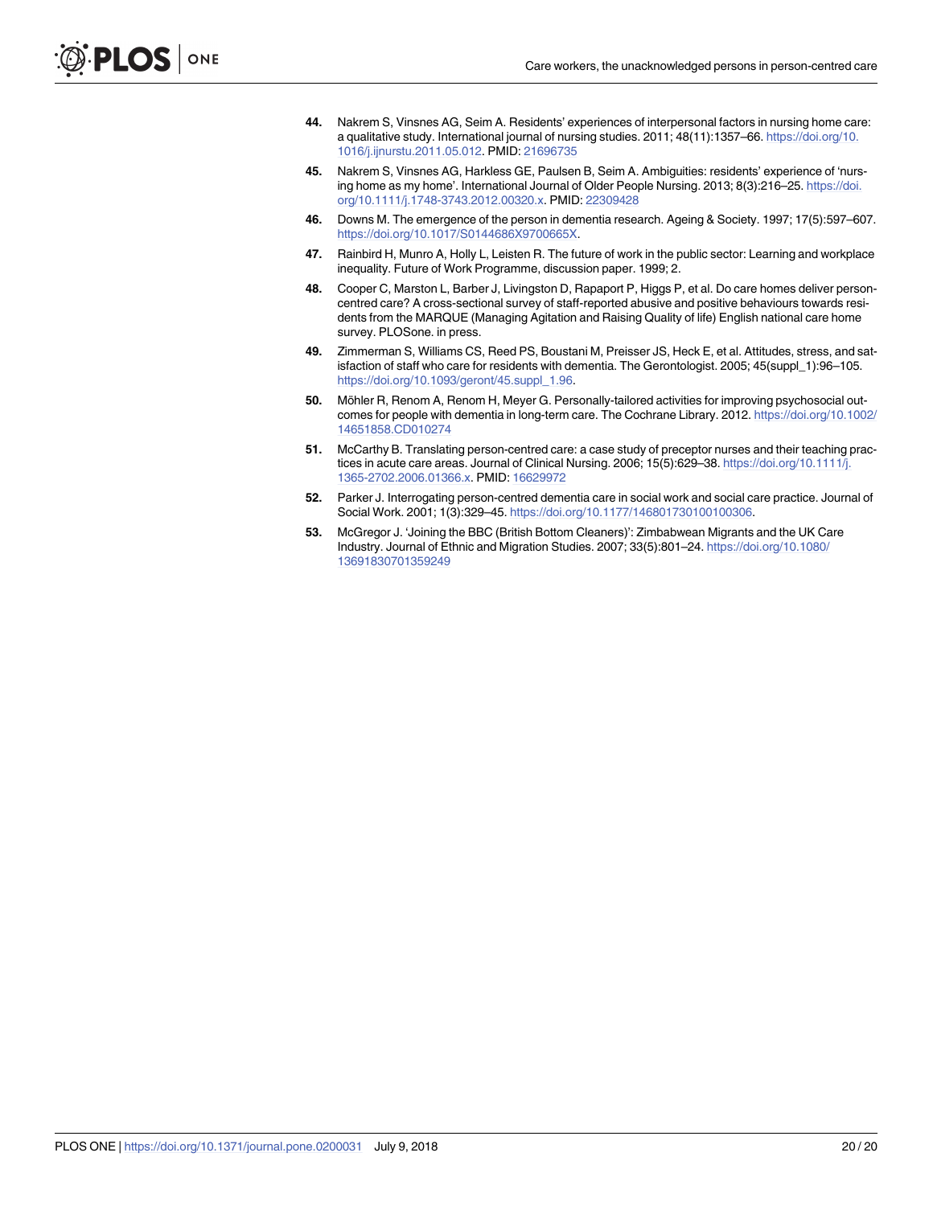44. Nakrem S, Vinsnes AG, Seim A. Residents' experiences of interpersonal factors in nursing home care: a qualitative study. International journal of nursing studies. 2011; 48(11):1357–66. https://doi.org/10.1016/j.ijnurstu.2011.05.012. PMID: 21696735

45. Nakrem S, Vinsnes AG, Harkless GE, Paulsen B, Seim A. Ambiguities: residents' experience of 'nursing home as my home'. International Journal of Older People Nursing. 2013; 8(3):216–25. https://doi.org/10.1111/j.1748-3743.2012.00320.x. PMID: 22309428

46. Downs M. The emergence of the person in dementia research. Ageing & Society. 1997; 17(5):597–607. https://doi.org/10.1017/S0144686X9700665X.

47. Rainbird H, Munro A, Holly L, Leisten R. The future of work in the public sector: Learning and workplace inequality. Future of Work Programme, discussion paper. 1999; 2.

48. Cooper C, Marston L, Barber J, Livingston D, Rapaport P, Higgs P, et al. Do care homes deliver person-centred care? A cross-sectional survey of staff-reported abusive and positive behaviours towards residents from the MARQUE (Managing Agitation and Raising Quality of life) English national care home survey. PLOSone. in press.

49. Zimmerman S, Williams CS, Reed PS, Boustani M, Preisser JS, Heck E, et al. Attitudes, stress, and satisfaction of staff who care for residents with dementia. The Gerontologist. 2005; 45(suppl_1):96–105. https://doi.org/10.1093/geront/45.suppl_1.96.

50. Möhler R, Renom A, Renom H, Meyer G. Personally-tailored activities for improving psychosocial outcomes for people with dementia in long-term care. The Cochrane Library. 2012. https://doi.org/10.1002/14651858.CD010274

51. McCarthy B. Translating person-centred care: a case study of preceptor nurses and their teaching practices in acute care areas. Journal of Clinical Nursing. 2006; 15(5):629–38. https://doi.org/10.1111/j.1365-2702.2006.01366.x. PMID: 16629972

52. Parker J. Interrogating person-centred dementia care in social work and social care practice. Journal of Social Work. 2001; 1(3):329–45. https://doi.org/10.1177/146801730100100306.

53. McGregor J. 'Joining the BBC (British Bottom Cleaners)': Zimbabwean Migrants and the UK Care Industry. Journal of Ethnic and Migration Studies. 2007; 33(5):801–24. https://doi.org/10.1080/13691830701359249